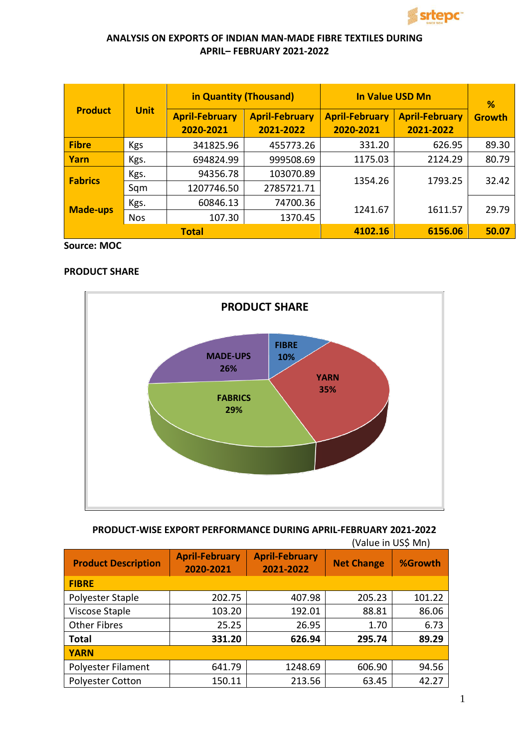## ANALYSIS ON EXPORTS OF INDIAN MAN-MADE FIBRE TEXTILES DURING APRIL– FEBRUARY 2021-2022

| Product | Unit | in Quantity (Thousand) | | In Value USD Mn | | % Growth |
|---|---|---|---|---|---|---|
| | | April-February 2020-2021 | April-February 2021-2022 | April-February 2020-2021 | April-February 2021-2022 | |
| **Fibre** | Kgs | 341825.96 | 455773.26 | 331.20 | 626.95 | 89.30 |
| **Yarn** | Kgs. | 694824.99 | 999508.69 | 1175.03 | 2124.29 | 80.79 |
| **Fabrics** | Kgs. | 94356.78 | 103070.89 | 1354.26 | 1793.25 | 32.42 |
| | Sqm | 1207746.50 | 2785721.71 | | | |
| **Made-ups** | Kgs. | 60846.13 | 74700.36 | 1241.67 | 1611.57 | 29.79 |
| | Nos | 107.30 | 1370.45 | | | |
| **Total** | | | | **4102.16** | **6156.06** | **50.07** |

**Source: MOC**

**PRODUCT SHARE**

**PRODUCT SHARE**

FIBRE 10%, YARN 35%, FABRICS 29%, MADE-UPS 26%

**PRODUCT-WISE EXPORT PERFORMANCE DURING APRIL-FEBRUARY 2021-2022**

(Value in US$ Mn)

| Product Description | April-February 2020-2021 | April-February 2021-2022 | Net Change | %Growth |
|---|---|---|---|---|
| **FIBRE** | | | | |
| Polyester Staple | 202.75 | 407.98 | 205.23 | 101.22 |
| Viscose Staple | 103.20 | 192.01 | 88.81 | 86.06 |
| Other Fibres | 25.25 | 26.95 | 1.70 | 6.73 |
| **Total** | **331.20** | **626.94** | **295.74** | **89.29** |
| **YARN** | | | | |
| Polyester Filament | 641.79 | 1248.69 | 606.90 | 94.56 |
| Polyester Cotton | 150.11 | 213.56 | 63.45 | 42.27 |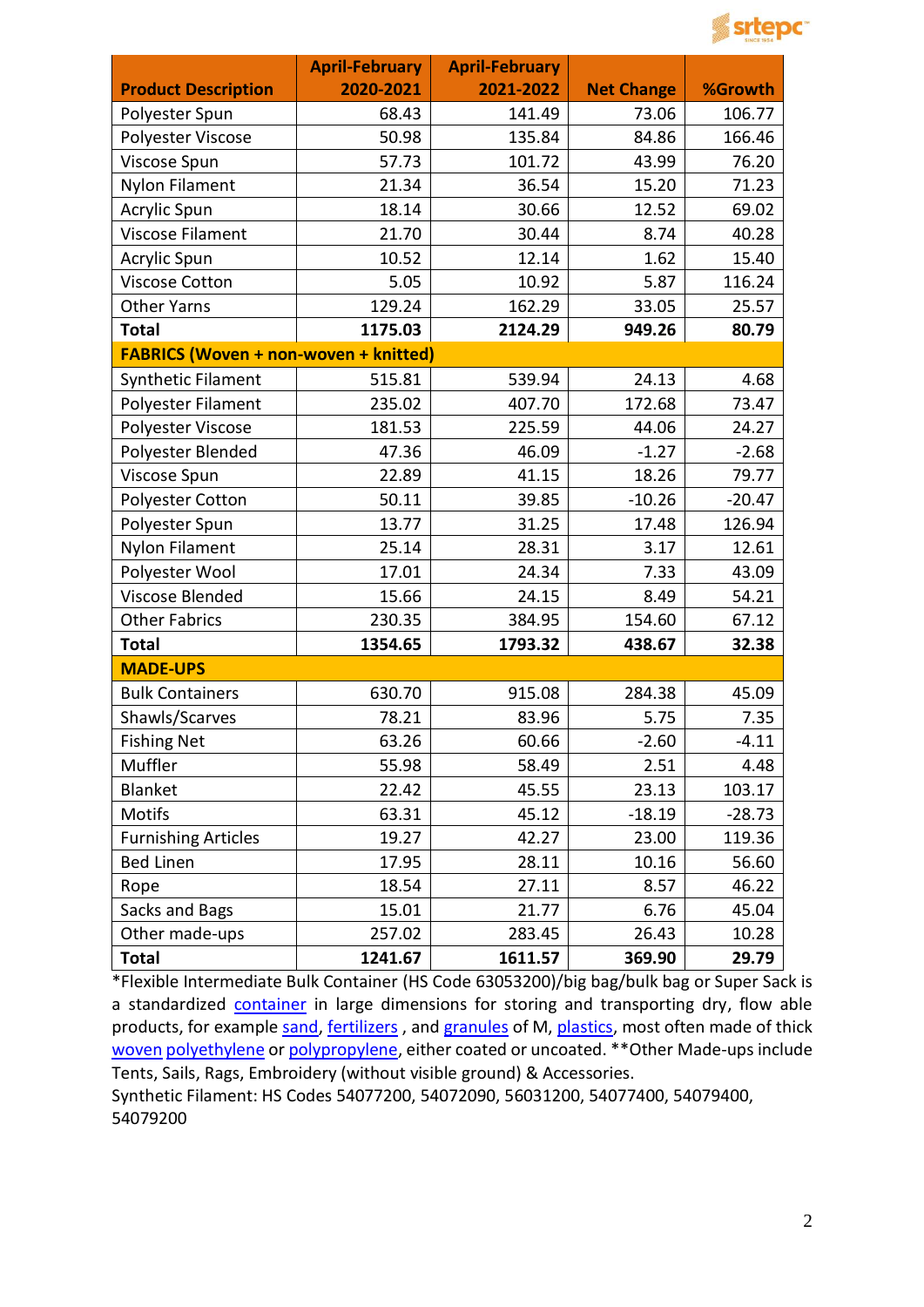| Product Description | April-February 2020-2021 | April-February 2021-2022 | Net Change | %Growth |
|---|---|---|---|---|
| Polyester Spun | 68.43 | 141.49 | 73.06 | 106.77 |
| Polyester Viscose | 50.98 | 135.84 | 84.86 | 166.46 |
| Viscose Spun | 57.73 | 101.72 | 43.99 | 76.20 |
| Nylon Filament | 21.34 | 36.54 | 15.20 | 71.23 |
| Acrylic Spun | 18.14 | 30.66 | 12.52 | 69.02 |
| Viscose Filament | 21.70 | 30.44 | 8.74 | 40.28 |
| Acrylic Spun | 10.52 | 12.14 | 1.62 | 15.40 |
| Viscose Cotton | 5.05 | 10.92 | 5.87 | 116.24 |
| Other Yarns | 129.24 | 162.29 | 33.05 | 25.57 |
| **Total** | **1175.03** | **2124.29** | **949.26** | **80.79** |
| **FABRICS (Woven + non-woven + knitted)** | | | | |
| Synthetic Filament | 515.81 | 539.94 | 24.13 | 4.68 |
| Polyester Filament | 235.02 | 407.70 | 172.68 | 73.47 |
| Polyester Viscose | 181.53 | 225.59 | 44.06 | 24.27 |
| Polyester Blended | 47.36 | 46.09 | -1.27 | -2.68 |
| Viscose Spun | 22.89 | 41.15 | 18.26 | 79.77 |
| Polyester Cotton | 50.11 | 39.85 | -10.26 | -20.47 |
| Polyester Spun | 13.77 | 31.25 | 17.48 | 126.94 |
| Nylon Filament | 25.14 | 28.31 | 3.17 | 12.61 |
| Polyester Wool | 17.01 | 24.34 | 7.33 | 43.09 |
| Viscose Blended | 15.66 | 24.15 | 8.49 | 54.21 |
| Other Fabrics | 230.35 | 384.95 | 154.60 | 67.12 |
| **Total** | **1354.65** | **1793.32** | **438.67** | **32.38** |
| **MADE-UPS** | | | | |
| Bulk Containers | 630.70 | 915.08 | 284.38 | 45.09 |
| Shawls/Scarves | 78.21 | 83.96 | 5.75 | 7.35 |
| Fishing Net | 63.26 | 60.66 | -2.60 | -4.11 |
| Muffler | 55.98 | 58.49 | 2.51 | 4.48 |
| Blanket | 22.42 | 45.55 | 23.13 | 103.17 |
| Motifs | 63.31 | 45.12 | -18.19 | -28.73 |
| Furnishing Articles | 19.27 | 42.27 | 23.00 | 119.36 |
| Bed Linen | 17.95 | 28.11 | 10.16 | 56.60 |
| Rope | 18.54 | 27.11 | 8.57 | 46.22 |
| Sacks and Bags | 15.01 | 21.77 | 6.76 | 45.04 |
| Other made-ups | 257.02 | 283.45 | 26.43 | 10.28 |
| **Total** | **1241.67** | **1611.57** | **369.90** | **29.79** |

*Flexible Intermediate Bulk Container (HS Code 63053200)/big bag/bulk bag or Super Sack is a standardized container in large dimensions for storing and transporting dry, flow able products, for example sand, fertilizers , and granules of M, plastics, most often made of thick woven polyethylene or polypropylene, either coated or uncoated. **Other Made-ups include Tents, Sails, Rags, Embroidery (without visible ground) & Accessories.

Synthetic Filament: HS Codes 54077200, 54072090, 56031200, 54077400, 54079400, 54079200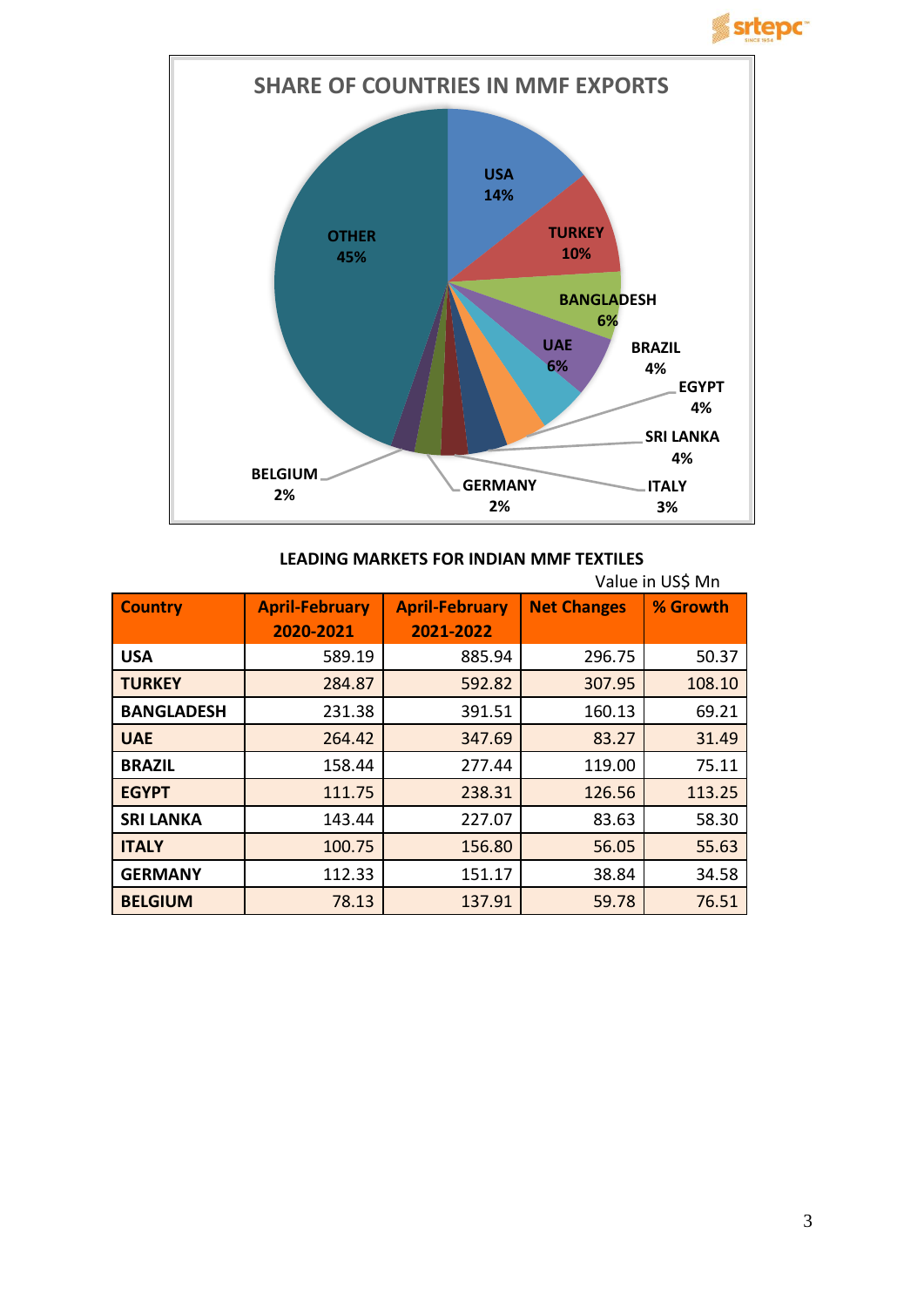## SHARE OF COUNTRIES IN MMF EXPORTS

USA 14%, TURKEY 10%, BANGLADESH 6%, UAE 6%, BRAZIL 4%, EGYPT 4%, SRI LANKA 4%, ITALY 3%, GERMANY 2%, BELGIUM 2%, OTHER 45%

### LEADING MARKETS FOR INDIAN MMF TEXTILES

Value in US$ Mn

| Country | April-February 2020-2021 | April-February 2021-2022 | Net Changes | % Growth |
|---|---|---|---|---|
| USA | 589.19 | 885.94 | 296.75 | 50.37 |
| TURKEY | 284.87 | 592.82 | 307.95 | 108.10 |
| BANGLADESH | 231.38 | 391.51 | 160.13 | 69.21 |
| UAE | 264.42 | 347.69 | 83.27 | 31.49 |
| BRAZIL | 158.44 | 277.44 | 119.00 | 75.11 |
| EGYPT | 111.75 | 238.31 | 126.56 | 113.25 |
| SRI LANKA | 143.44 | 227.07 | 83.63 | 58.30 |
| ITALY | 100.75 | 156.80 | 56.05 | 55.63 |
| GERMANY | 112.33 | 151.17 | 38.84 | 34.58 |
| BELGIUM | 78.13 | 137.91 | 59.78 | 76.51 |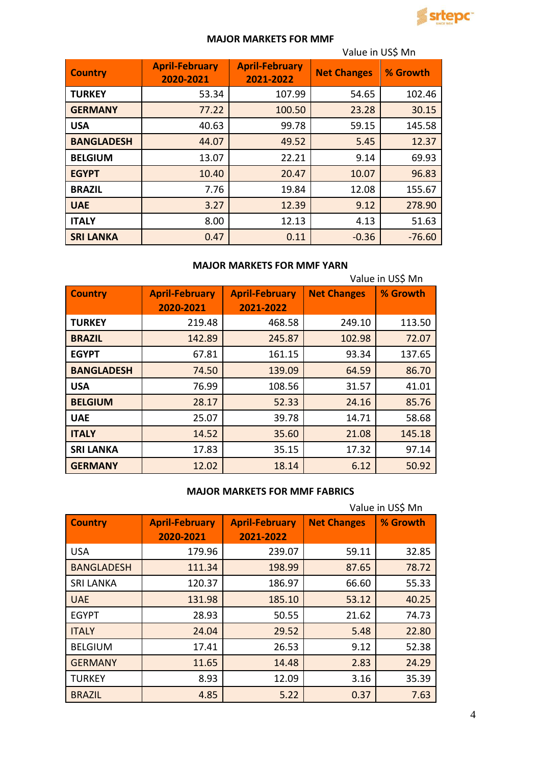## MAJOR MARKETS FOR MMF

Value in US$ Mn

| Country | April-February 2020-2021 | April-February 2021-2022 | Net Changes | % Growth |
|---|---|---|---|---|
| **TURKEY** | 53.34 | 107.99 | 54.65 | 102.46 |
| **GERMANY** | 77.22 | 100.50 | 23.28 | 30.15 |
| **USA** | 40.63 | 99.78 | 59.15 | 145.58 |
| **BANGLADESH** | 44.07 | 49.52 | 5.45 | 12.37 |
| **BELGIUM** | 13.07 | 22.21 | 9.14 | 69.93 |
| **EGYPT** | 10.40 | 20.47 | 10.07 | 96.83 |
| **BRAZIL** | 7.76 | 19.84 | 12.08 | 155.67 |
| **UAE** | 3.27 | 12.39 | 9.12 | 278.90 |
| **ITALY** | 8.00 | 12.13 | 4.13 | 51.63 |
| **SRI LANKA** | 0.47 | 0.11 | -0.36 | -76.60 |

## MAJOR MARKETS FOR MMF YARN

Value in US$ Mn

| Country | April-February 2020-2021 | April-February 2021-2022 | Net Changes | % Growth |
|---|---|---|---|---|
| **TURKEY** | 219.48 | 468.58 | 249.10 | 113.50 |
| **BRAZIL** | 142.89 | 245.87 | 102.98 | 72.07 |
| **EGYPT** | 67.81 | 161.15 | 93.34 | 137.65 |
| **BANGLADESH** | 74.50 | 139.09 | 64.59 | 86.70 |
| **USA** | 76.99 | 108.56 | 31.57 | 41.01 |
| **BELGIUM** | 28.17 | 52.33 | 24.16 | 85.76 |
| **UAE** | 25.07 | 39.78 | 14.71 | 58.68 |
| **ITALY** | 14.52 | 35.60 | 21.08 | 145.18 |
| **SRI LANKA** | 17.83 | 35.15 | 17.32 | 97.14 |
| **GERMANY** | 12.02 | 18.14 | 6.12 | 50.92 |

## MAJOR MARKETS FOR MMF FABRICS

Value in US$ Mn

| Country | April-February 2020-2021 | April-February 2021-2022 | Net Changes | % Growth |
|---|---|---|---|---|
| USA | 179.96 | 239.07 | 59.11 | 32.85 |
| BANGLADESH | 111.34 | 198.99 | 87.65 | 78.72 |
| SRI LANKA | 120.37 | 186.97 | 66.60 | 55.33 |
| UAE | 131.98 | 185.10 | 53.12 | 40.25 |
| EGYPT | 28.93 | 50.55 | 21.62 | 74.73 |
| ITALY | 24.04 | 29.52 | 5.48 | 22.80 |
| BELGIUM | 17.41 | 26.53 | 9.12 | 52.38 |
| GERMANY | 11.65 | 14.48 | 2.83 | 24.29 |
| TURKEY | 8.93 | 12.09 | 3.16 | 35.39 |
| BRAZIL | 4.85 | 5.22 | 0.37 | 7.63 |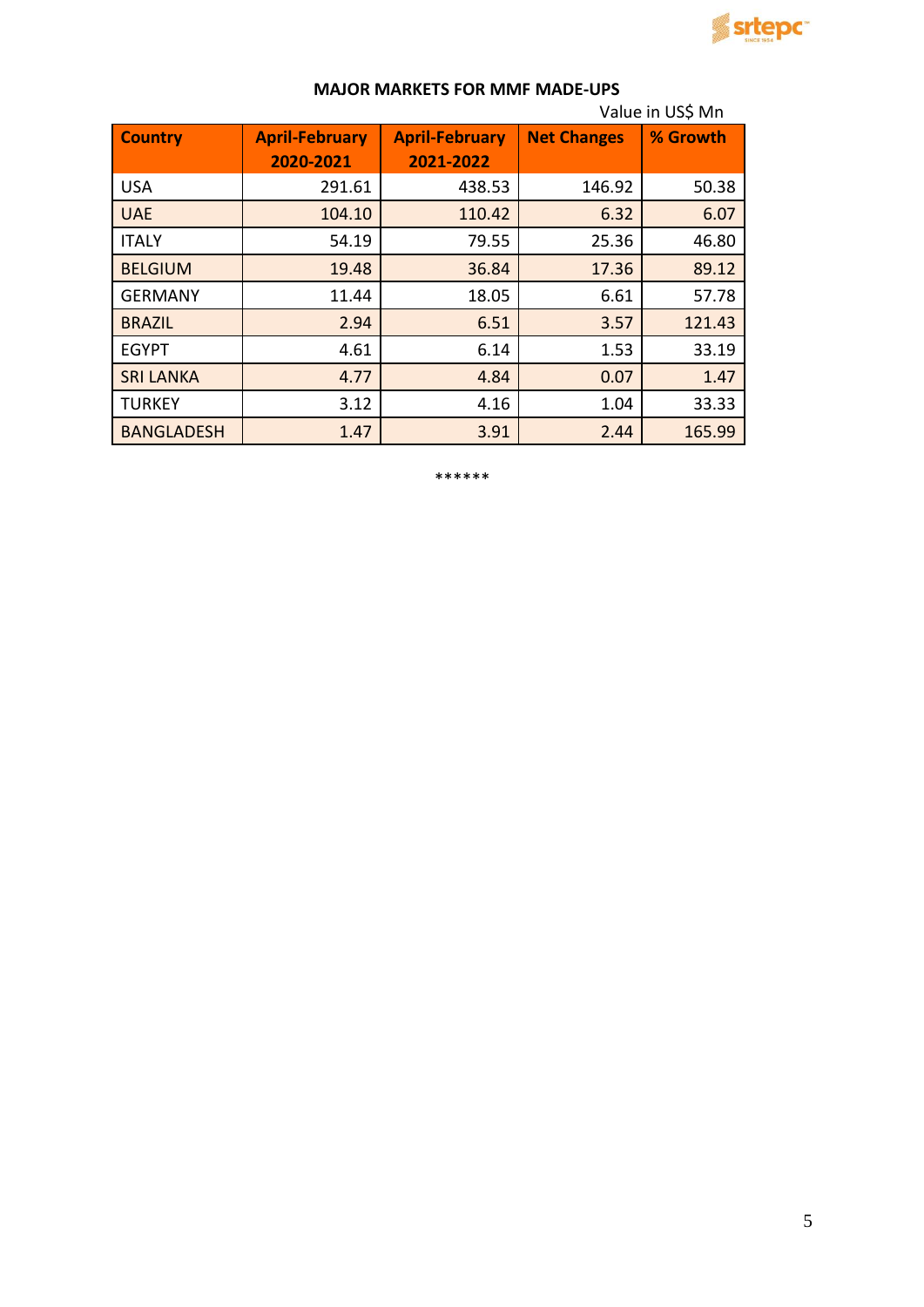## MAJOR MARKETS FOR MMF MADE-UPS

Value in US$ Mn

| Country | April-February 2020-2021 | April-February 2021-2022 | Net Changes | % Growth |
|---|---|---|---|---|
| USA | 291.61 | 438.53 | 146.92 | 50.38 |
| UAE | 104.10 | 110.42 | 6.32 | 6.07 |
| ITALY | 54.19 | 79.55 | 25.36 | 46.80 |
| BELGIUM | 19.48 | 36.84 | 17.36 | 89.12 |
| GERMANY | 11.44 | 18.05 | 6.61 | 57.78 |
| BRAZIL | 2.94 | 6.51 | 3.57 | 121.43 |
| EGYPT | 4.61 | 6.14 | 1.53 | 33.19 |
| SRI LANKA | 4.77 | 4.84 | 0.07 | 1.47 |
| TURKEY | 3.12 | 4.16 | 1.04 | 33.33 |
| BANGLADESH | 1.47 | 3.91 | 2.44 | 165.99 |

******